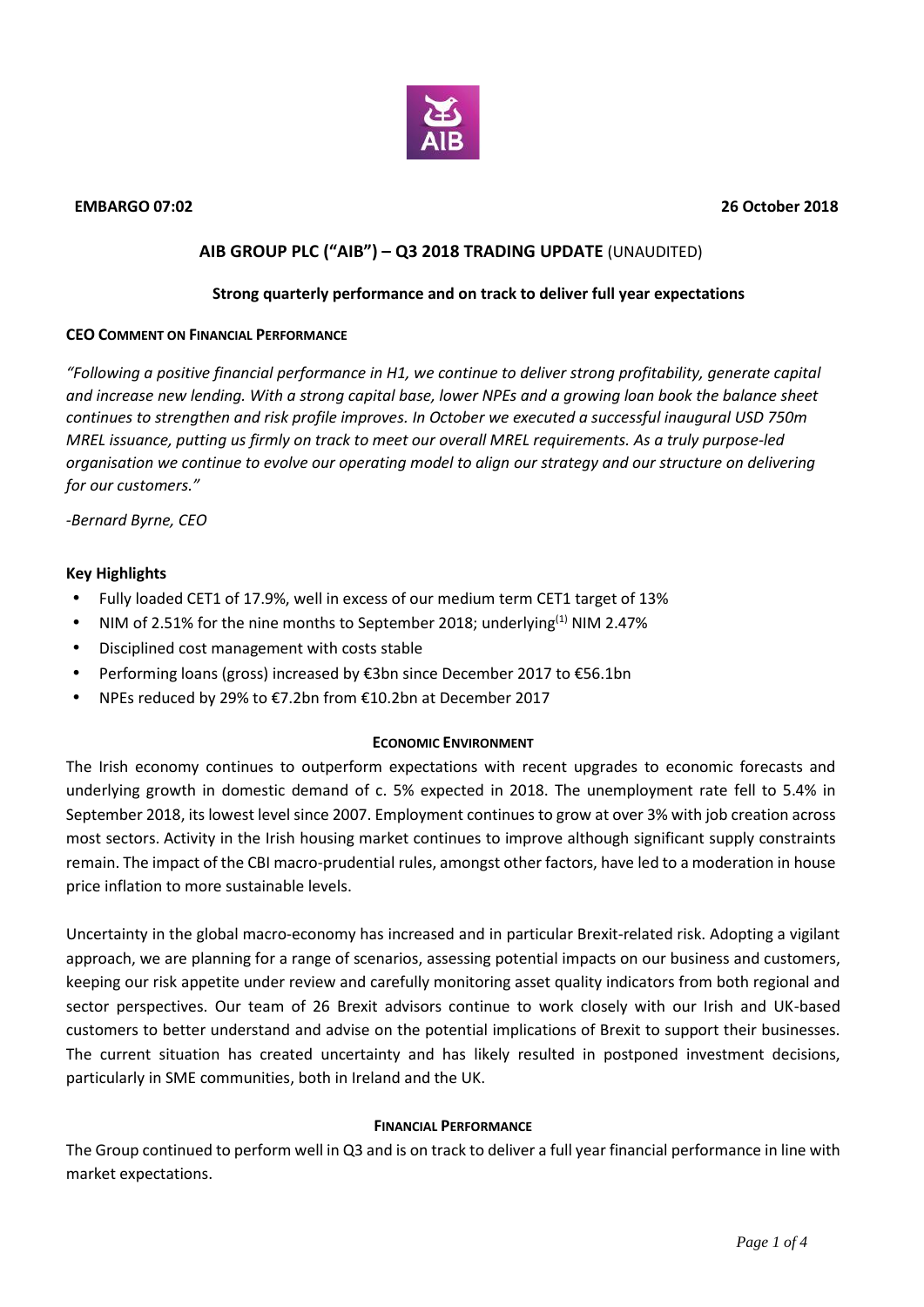**EMBARGO 07:02** **26 October 2018**

# AIB GROUP PLC ("AIB") – Q3 2018 TRADING UPDATE (UNAUDITED)

**Strong quarterly performance and on track to deliver full year expectations**

### CEO COMMENT ON FINANCIAL PERFORMANCE

*"Following a positive financial performance in H1, we continue to deliver strong profitability, generate capital and increase new lending. With a strong capital base, lower NPEs and a growing loan book the balance sheet continues to strengthen and risk profile improves. In October we executed a successful inaugural USD 750m MREL issuance, putting us firmly on track to meet our overall MREL requirements. As a truly purpose-led organisation we continue to evolve our operating model to align our strategy and our structure on delivering for our customers."*

*-Bernard Byrne, CEO*

### Key Highlights

- Fully loaded CET1 of 17.9%, well in excess of our medium term CET1 target of 13%
- NIM of 2.51% for the nine months to September 2018; underlying[1] NIM 2.47%
- Disciplined cost management with costs stable
- Performing loans (gross) increased by €3bn since December 2017 to €56.1bn
- NPEs reduced by 29% to €7.2bn from €10.2bn at December 2017

### ECONOMIC ENVIRONMENT

The Irish economy continues to outperform expectations with recent upgrades to economic forecasts and underlying growth in domestic demand of c. 5% expected in 2018. The unemployment rate fell to 5.4% in September 2018, its lowest level since 2007. Employment continues to grow at over 3% with job creation across most sectors. Activity in the Irish housing market continues to improve although significant supply constraints remain. The impact of the CBI macro-prudential rules, amongst other factors, have led to a moderation in house price inflation to more sustainable levels.

Uncertainty in the global macro-economy has increased and in particular Brexit-related risk. Adopting a vigilant approach, we are planning for a range of scenarios, assessing potential impacts on our business and customers, keeping our risk appetite under review and carefully monitoring asset quality indicators from both regional and sector perspectives. Our team of 26 Brexit advisors continue to work closely with our Irish and UK-based customers to better understand and advise on the potential implications of Brexit to support their businesses. The current situation has created uncertainty and has likely resulted in postponed investment decisions, particularly in SME communities, both in Ireland and the UK.

### FINANCIAL PERFORMANCE

The Group continued to perform well in Q3 and is on track to deliver a full year financial performance in line with market expectations.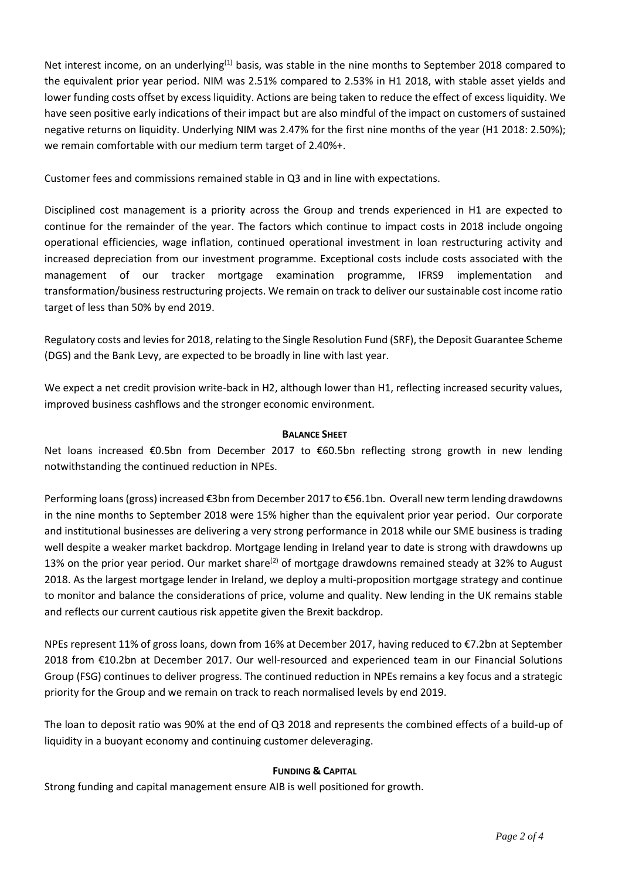Net interest income, on an underlying[1] basis, was stable in the nine months to September 2018 compared to the equivalent prior year period. NIM was 2.51% compared to 2.53% in H1 2018, with stable asset yields and lower funding costs offset by excess liquidity. Actions are being taken to reduce the effect of excess liquidity. We have seen positive early indications of their impact but are also mindful of the impact on customers of sustained negative returns on liquidity. Underlying NIM was 2.47% for the first nine months of the year (H1 2018: 2.50%); we remain comfortable with our medium term target of 2.40%+.

Customer fees and commissions remained stable in Q3 and in line with expectations.

Disciplined cost management is a priority across the Group and trends experienced in H1 are expected to continue for the remainder of the year. The factors which continue to impact costs in 2018 include ongoing operational efficiencies, wage inflation, continued operational investment in loan restructuring activity and increased depreciation from our investment programme. Exceptional costs include costs associated with the management of our tracker mortgage examination programme, IFRS9 implementation and transformation/business restructuring projects. We remain on track to deliver our sustainable cost income ratio target of less than 50% by end 2019.

Regulatory costs and levies for 2018, relating to the Single Resolution Fund (SRF), the Deposit Guarantee Scheme (DGS) and the Bank Levy, are expected to be broadly in line with last year.

We expect a net credit provision write-back in H2, although lower than H1, reflecting increased security values, improved business cashflows and the stronger economic environment.

## BALANCE SHEET

Net loans increased €0.5bn from December 2017 to €60.5bn reflecting strong growth in new lending notwithstanding the continued reduction in NPEs.

Performing loans (gross) increased €3bn from December 2017 to €56.1bn. Overall new term lending drawdowns in the nine months to September 2018 were 15% higher than the equivalent prior year period. Our corporate and institutional businesses are delivering a very strong performance in 2018 while our SME business is trading well despite a weaker market backdrop. Mortgage lending in Ireland year to date is strong with drawdowns up 13% on the prior year period. Our market share[2] of mortgage drawdowns remained steady at 32% to August 2018. As the largest mortgage lender in Ireland, we deploy a multi-proposition mortgage strategy and continue to monitor and balance the considerations of price, volume and quality. New lending in the UK remains stable and reflects our current cautious risk appetite given the Brexit backdrop.

NPEs represent 11% of gross loans, down from 16% at December 2017, having reduced to €7.2bn at September 2018 from €10.2bn at December 2017. Our well-resourced and experienced team in our Financial Solutions Group (FSG) continues to deliver progress. The continued reduction in NPEs remains a key focus and a strategic priority for the Group and we remain on track to reach normalised levels by end 2019.

The loan to deposit ratio was 90% at the end of Q3 2018 and represents the combined effects of a build-up of liquidity in a buoyant economy and continuing customer deleveraging.

## FUNDING & CAPITAL

Strong funding and capital management ensure AIB is well positioned for growth.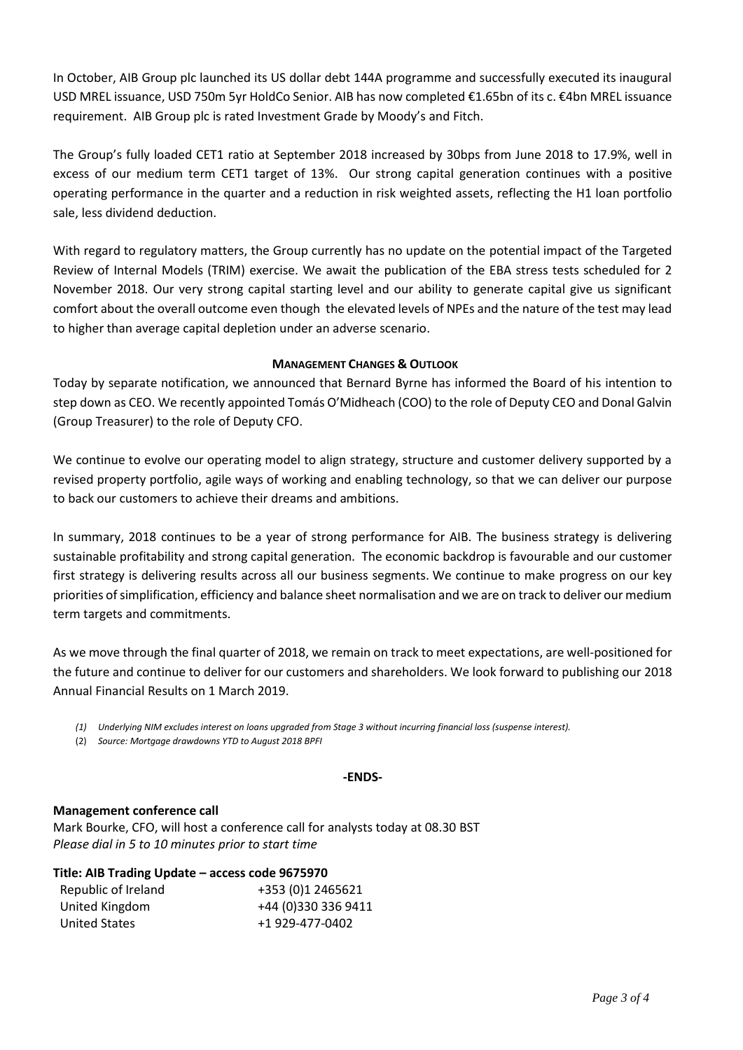In October, AIB Group plc launched its US dollar debt 144A programme and successfully executed its inaugural USD MREL issuance, USD 750m 5yr HoldCo Senior. AIB has now completed €1.65bn of its c. €4bn MREL issuance requirement. AIB Group plc is rated Investment Grade by Moody's and Fitch.

The Group's fully loaded CET1 ratio at September 2018 increased by 30bps from June 2018 to 17.9%, well in excess of our medium term CET1 target of 13%. Our strong capital generation continues with a positive operating performance in the quarter and a reduction in risk weighted assets, reflecting the H1 loan portfolio sale, less dividend deduction.

With regard to regulatory matters, the Group currently has no update on the potential impact of the Targeted Review of Internal Models (TRIM) exercise. We await the publication of the EBA stress tests scheduled for 2 November 2018. Our very strong capital starting level and our ability to generate capital give us significant comfort about the overall outcome even though the elevated levels of NPEs and the nature of the test may lead to higher than average capital depletion under an adverse scenario.

**MANAGEMENT CHANGES & OUTLOOK**

Today by separate notification, we announced that Bernard Byrne has informed the Board of his intention to step down as CEO. We recently appointed Tomás O'Midheach (COO) to the role of Deputy CEO and Donal Galvin (Group Treasurer) to the role of Deputy CFO.

We continue to evolve our operating model to align strategy, structure and customer delivery supported by a revised property portfolio, agile ways of working and enabling technology, so that we can deliver our purpose to back our customers to achieve their dreams and ambitions.

In summary, 2018 continues to be a year of strong performance for AIB. The business strategy is delivering sustainable profitability and strong capital generation. The economic backdrop is favourable and our customer first strategy is delivering results across all our business segments. We continue to make progress on our key priorities of simplification, efficiency and balance sheet normalisation and we are on track to deliver our medium term targets and commitments.

As we move through the final quarter of 2018, we remain on track to meet expectations, are well-positioned for the future and continue to deliver for our customers and shareholders. We look forward to publishing our 2018 Annual Financial Results on 1 March 2019.

*(1) Underlying NIM excludes interest on loans upgraded from Stage 3 without incurring financial loss (suspense interest).*

(2) *Source: Mortgage drawdowns YTD to August 2018 BPFI*

**-ENDS-**

**Management conference call**

Mark Bourke, CFO, will host a conference call for analysts today at 08.30 BST

*Please dial in 5 to 10 minutes prior to start time*

**Title: AIB Trading Update – access code 9675970**

| | |
|---|---|
| Republic of Ireland | +353 (0)1 2465621 |
| United Kingdom | +44 (0)330 336 9411 |
| United States | +1 929-477-0402 |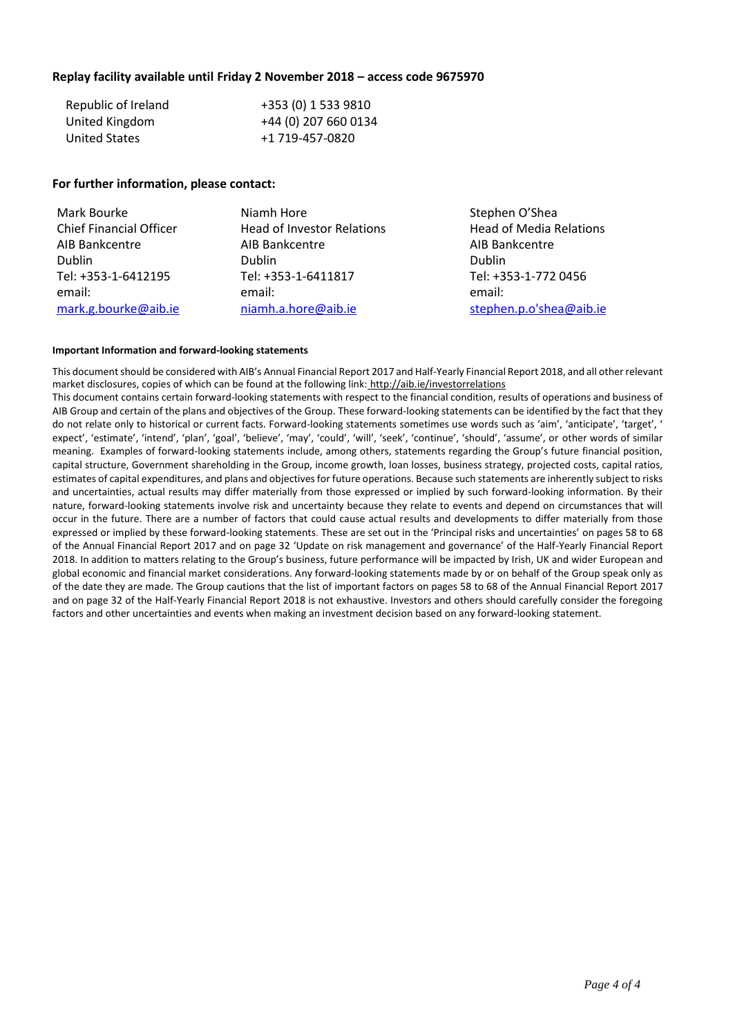**Replay facility available until Friday 2 November 2018 – access code 9675970**

| | |
|---|---|
| Republic of Ireland | +353 (0) 1 533 9810 |
| United Kingdom | +44 (0) 207 660 0134 |
| United States | +1 719-457-0820 |

**For further information, please contact:**

| | | |
|---|---|---|
| Mark Bourke | Niamh Hore | Stephen O'Shea |
| Chief Financial Officer | Head of Investor Relations | Head of Media Relations |
| AIB Bankcentre | AIB Bankcentre | AIB Bankcentre |
| Dublin | Dublin | Dublin |
| Tel: +353-1-6412195 | Tel: +353-1-6411817 | Tel: +353-1-772 0456 |
| email: | email: | email: |
| mark.g.bourke@aib.ie | niamh.a.hore@aib.ie | stephen.p.o'shea@aib.ie |

**Important Information and forward-looking statements**

This document should be considered with AIB's Annual Financial Report 2017 and Half-Yearly Financial Report 2018, and all other relevant market disclosures, copies of which can be found at the following link: http://aib.ie/investorrelations

This document contains certain forward-looking statements with respect to the financial condition, results of operations and business of AIB Group and certain of the plans and objectives of the Group. These forward-looking statements can be identified by the fact that they do not relate only to historical or current facts. Forward-looking statements sometimes use words such as 'aim', 'anticipate', 'target', ' expect', 'estimate', 'intend', 'plan', 'goal', 'believe', 'may', 'could', 'will', 'seek', 'continue', 'should', 'assume', or other words of similar meaning. Examples of forward-looking statements include, among others, statements regarding the Group's future financial position, capital structure, Government shareholding in the Group, income growth, loan losses, business strategy, projected costs, capital ratios, estimates of capital expenditures, and plans and objectives for future operations. Because such statements are inherently subject to risks and uncertainties, actual results may differ materially from those expressed or implied by such forward-looking information. By their nature, forward-looking statements involve risk and uncertainty because they relate to events and depend on circumstances that will occur in the future. There are a number of factors that could cause actual results and developments to differ materially from those expressed or implied by these forward-looking statements. These are set out in the 'Principal risks and uncertainties' on pages 58 to 68 of the Annual Financial Report 2017 and on page 32 'Update on risk management and governance' of the Half-Yearly Financial Report 2018. In addition to matters relating to the Group's business, future performance will be impacted by Irish, UK and wider European and global economic and financial market considerations. Any forward-looking statements made by or on behalf of the Group speak only as of the date they are made. The Group cautions that the list of important factors on pages 58 to 68 of the Annual Financial Report 2017 and on page 32 of the Half-Yearly Financial Report 2018 is not exhaustive. Investors and others should carefully consider the foregoing factors and other uncertainties and events when making an investment decision based on any forward-looking statement.